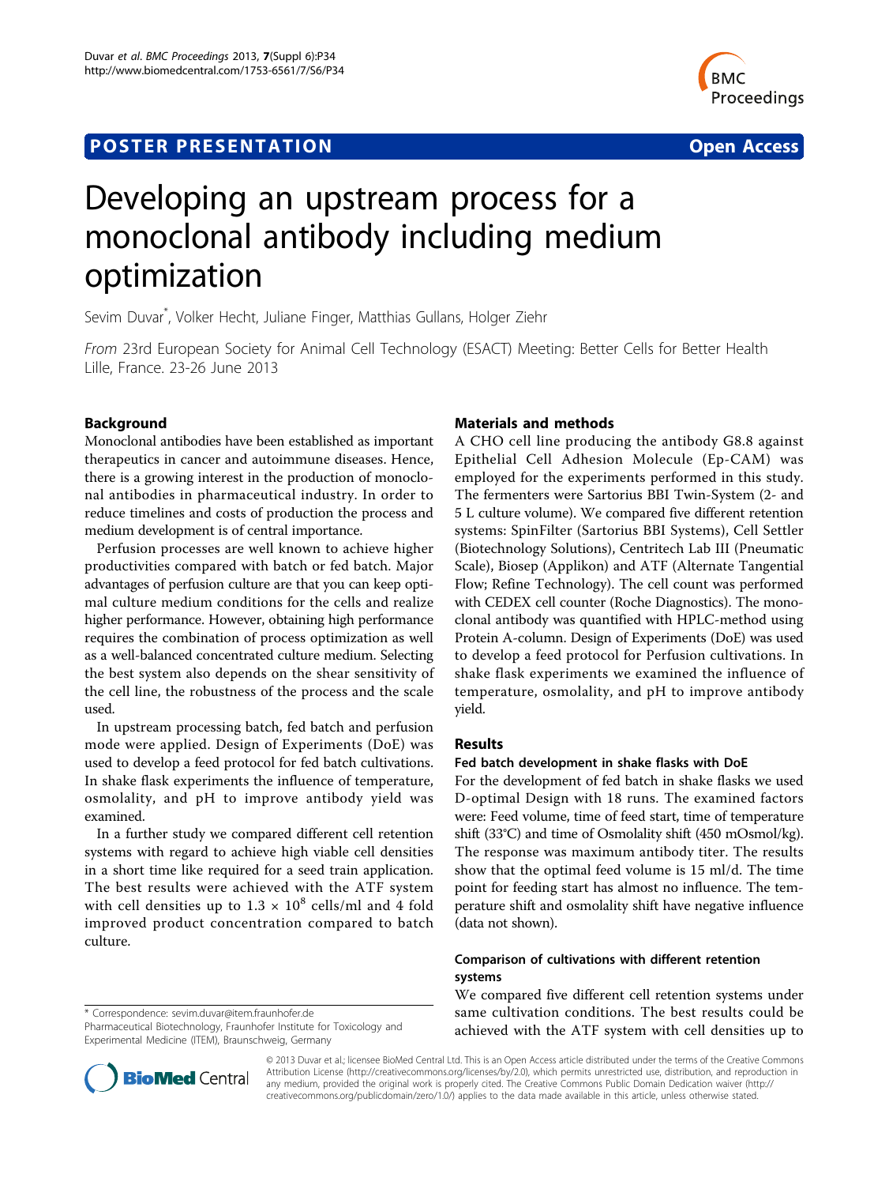**POSTER PRESENTATION** **Open Access**

# Developing an upstream process for a monoclonal antibody including medium optimization

Sevim Duvar*, Volker Hecht, Juliane Finger, Matthias Gullans, Holger Ziehr

*From* 23rd European Society for Animal Cell Technology (ESACT) Meeting: Better Cells for Better Health
Lille, France. 23-26 June 2013

## Background

Monoclonal antibodies have been established as important therapeutics in cancer and autoimmune diseases. Hence, there is a growing interest in the production of monoclonal antibodies in pharmaceutical industry. In order to reduce timelines and costs of production the process and medium development is of central importance.

Perfusion processes are well known to achieve higher productivities compared with batch or fed batch. Major advantages of perfusion culture are that you can keep optimal culture medium conditions for the cells and realize higher performance. However, obtaining high performance requires the combination of process optimization as well as a well-balanced concentrated culture medium. Selecting the best system also depends on the shear sensitivity of the cell line, the robustness of the process and the scale used.

In upstream processing batch, fed batch and perfusion mode were applied. Design of Experiments (DoE) was used to develop a feed protocol for fed batch cultivations. In shake flask experiments the influence of temperature, osmolality, and pH to improve antibody yield was examined.

In a further study we compared different cell retention systems with regard to achieve high viable cell densities in a short time like required for a seed train application. The best results were achieved with the ATF system with cell densities up to $1.3 \times 10^8$ cells/ml and 4 fold improved product concentration compared to batch culture.

## Materials and methods

A CHO cell line producing the antibody G8.8 against Epithelial Cell Adhesion Molecule (Ep-CAM) was employed for the experiments performed in this study. The fermenters were Sartorius BBI Twin-System (2- and 5 L culture volume). We compared five different retention systems: SpinFilter (Sartorius BBI Systems), Cell Settler (Biotechnology Solutions), Centritech Lab III (Pneumatic Scale), Biosep (Applikon) and ATF (Alternate Tangential Flow; Refine Technology). The cell count was performed with CEDEX cell counter (Roche Diagnostics). The monoclonal antibody was quantified with HPLC-method using Protein A-column. Design of Experiments (DoE) was used to develop a feed protocol for Perfusion cultivations. In shake flask experiments we examined the influence of temperature, osmolality, and pH to improve antibody yield.

## Results

### Fed batch development in shake flasks with DoE

For the development of fed batch in shake flasks we used D-optimal Design with 18 runs. The examined factors were: Feed volume, time of feed start, time of temperature shift (33°C) and time of Osmolality shift (450 mOsmol/kg). The response was maximum antibody titer. The results show that the optimal feed volume is 15 ml/d. The time point for feeding start has almost no influence. The temperature shift and osmolality shift have negative influence (data not shown).

### Comparison of cultivations with different retention systems

We compared five different cell retention systems under same cultivation conditions. The best results could be achieved with the ATF system with cell densities up to

\* Correspondence: sevim.duvar@item.fraunhofer.de
Pharmaceutical Biotechnology, Fraunhofer Institute for Toxicology and Experimental Medicine (ITEM), Braunschweig, Germany

© 2013 Duvar et al.; licensee BioMed Central Ltd. This is an Open Access article distributed under the terms of the Creative Commons Attribution License (http://creativecommons.org/licenses/by/2.0), which permits unrestricted use, distribution, and reproduction in any medium, provided the original work is properly cited. The Creative Commons Public Domain Dedication waiver (http://creativecommons.org/publicdomain/zero/1.0/) applies to the data made available in this article, unless otherwise stated.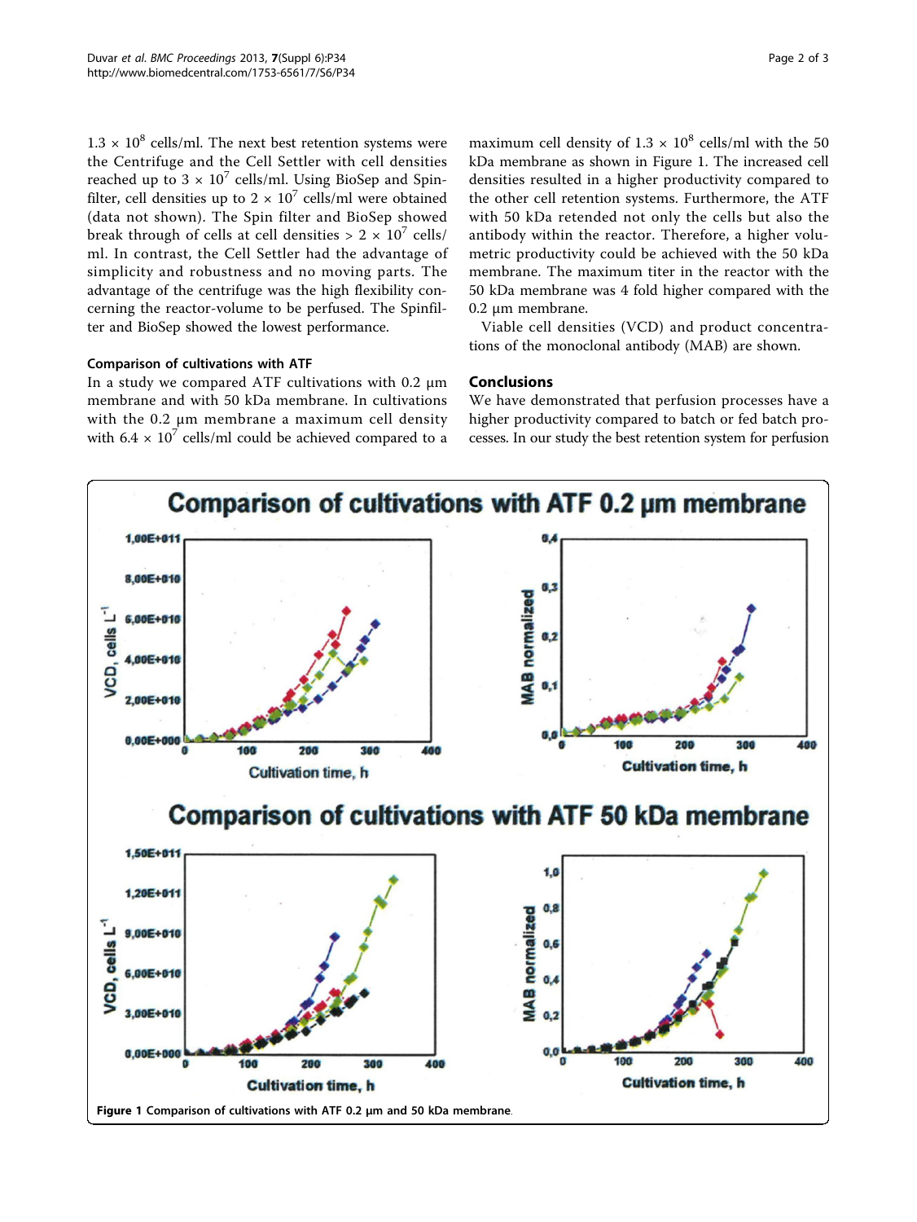$1.3 \times 10^8$ cells/ml. The next best retention systems were the Centrifuge and the Cell Settler with cell densities reached up to $3 \times 10^7$ cells/ml. Using BioSep and Spin-filter, cell densities up to $2 \times 10^7$ cells/ml were obtained (data not shown). The Spin filter and BioSep showed break through of cells at cell densities > $2 \times 10^7$ cells/ml. In contrast, the Cell Settler had the advantage of simplicity and robustness and no moving parts. The advantage of the centrifuge was the high flexibility concerning the reactor-volume to be perfused. The Spinfilter and BioSep showed the lowest performance.

### Comparison of cultivations with ATF

In a study we compared ATF cultivations with 0.2 μm membrane and with 50 kDa membrane. In cultivations with the 0.2 μm membrane a maximum cell density with $6.4 \times 10^7$ cells/ml could be achieved compared to a maximum cell density of $1.3 \times 10^8$ cells/ml with the 50 kDa membrane as shown in Figure 1. The increased cell densities resulted in a higher productivity compared to the other cell retention systems. Furthermore, the ATF with 50 kDa retended not only the cells but also the antibody within the reactor. Therefore, a higher volumetric productivity could be achieved with the 50 kDa membrane. The maximum titer in the reactor with the 50 kDa membrane was 4 fold higher compared with the 0.2 μm membrane.

Viable cell densities (VCD) and product concentrations of the monoclonal antibody (MAB) are shown.

## Conclusions

We have demonstrated that perfusion processes have a higher productivity compared to batch or fed batch processes. In our study the best retention system for perfusion

Comparison of cultivations with ATF 0.2 µm membrane

VCD, cells L$^{-1}$

1,00E+011
8,00E+010
6,00E+010
4,00E+010
2,00E+010
0,00E+000

0 100 200 300 400

Cultivation time, h

MAB normalized

0,4
0,3
0,2
0,1
0,0

0 100 200 300 400

Cultivation time, h

Comparison of cultivations with ATF 50 kDa membrane

VCD, cells L$^{-1}$

1,50E+011
1,20E+011
9,00E+010
6,00E+010
3,00E+010
0,00E+000

0 100 200 300 400

Cultivation time, h

MAB normalized

1,0
0,8
0,6
0,4
0,2
0,0

0 100 200 300 400

Cultivation time, h

**Figure 1** Comparison of cultivations with ATF 0.2 μm and 50 kDa membrane.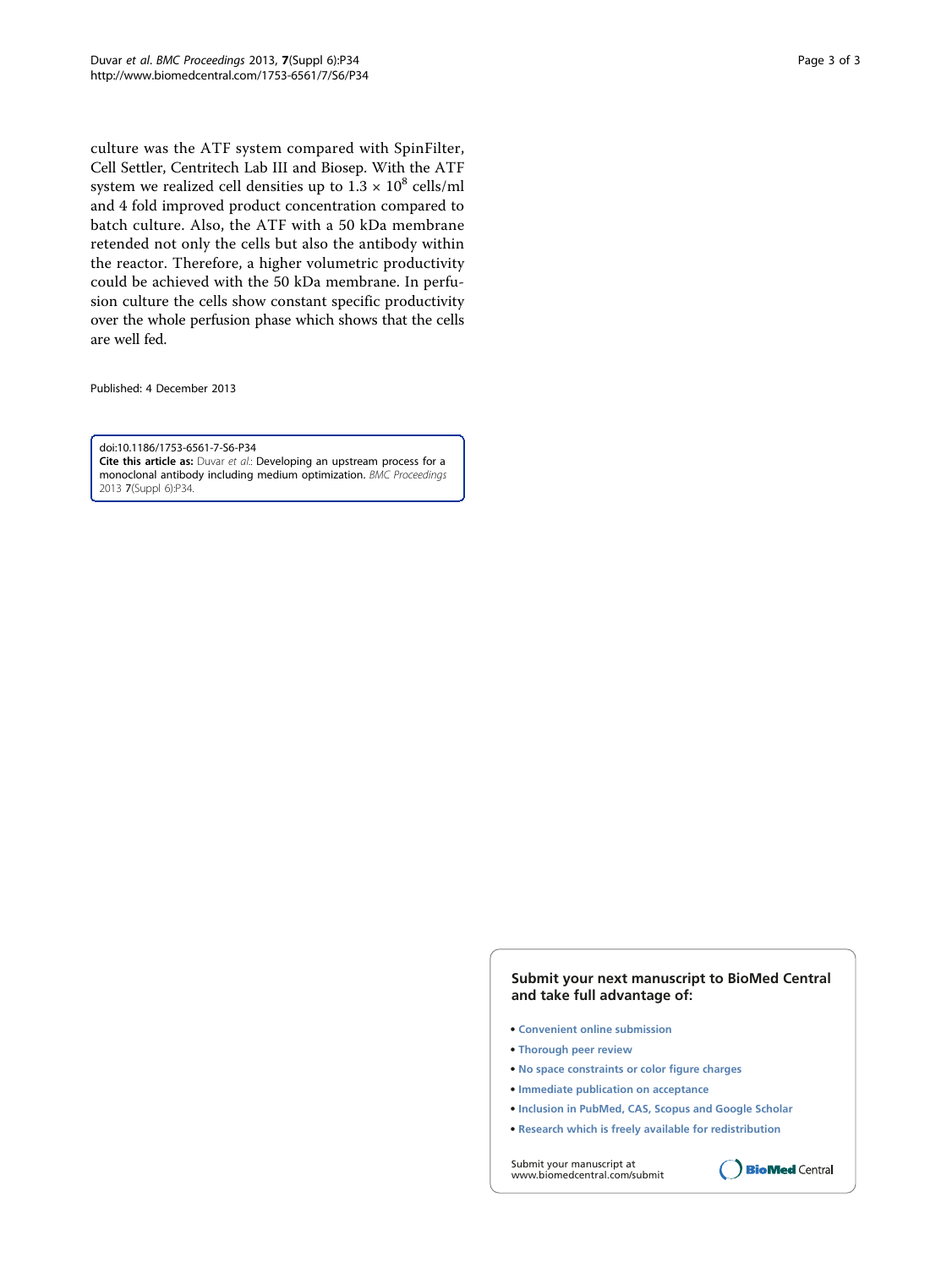culture was the ATF system compared with SpinFilter, Cell Settler, Centritech Lab III and Biosep. With the ATF system we realized cell densities up to $1.3 \times 10^8$ cells/ml and 4 fold improved product concentration compared to batch culture. Also, the ATF with a 50 kDa membrane retended not only the cells but also the antibody within the reactor. Therefore, a higher volumetric productivity could be achieved with the 50 kDa membrane. In perfusion culture the cells show constant specific productivity over the whole perfusion phase which shows that the cells are well fed.

Published: 4 December 2013

doi:10.1186/1753-6561-7-S6-P34
**Cite this article as:** Duvar *et al.*: Developing an upstream process for a monoclonal antibody including medium optimization. *BMC Proceedings* 2013 **7**(Suppl 6):P34.

**Submit your next manuscript to BioMed Central and take full advantage of:**

- Convenient online submission
- Thorough peer review
- No space constraints or color figure charges
- Immediate publication on acceptance
- Inclusion in PubMed, CAS, Scopus and Google Scholar
- Research which is freely available for redistribution

Submit your manuscript at
www.biomedcentral.com/submit

BioMed Central